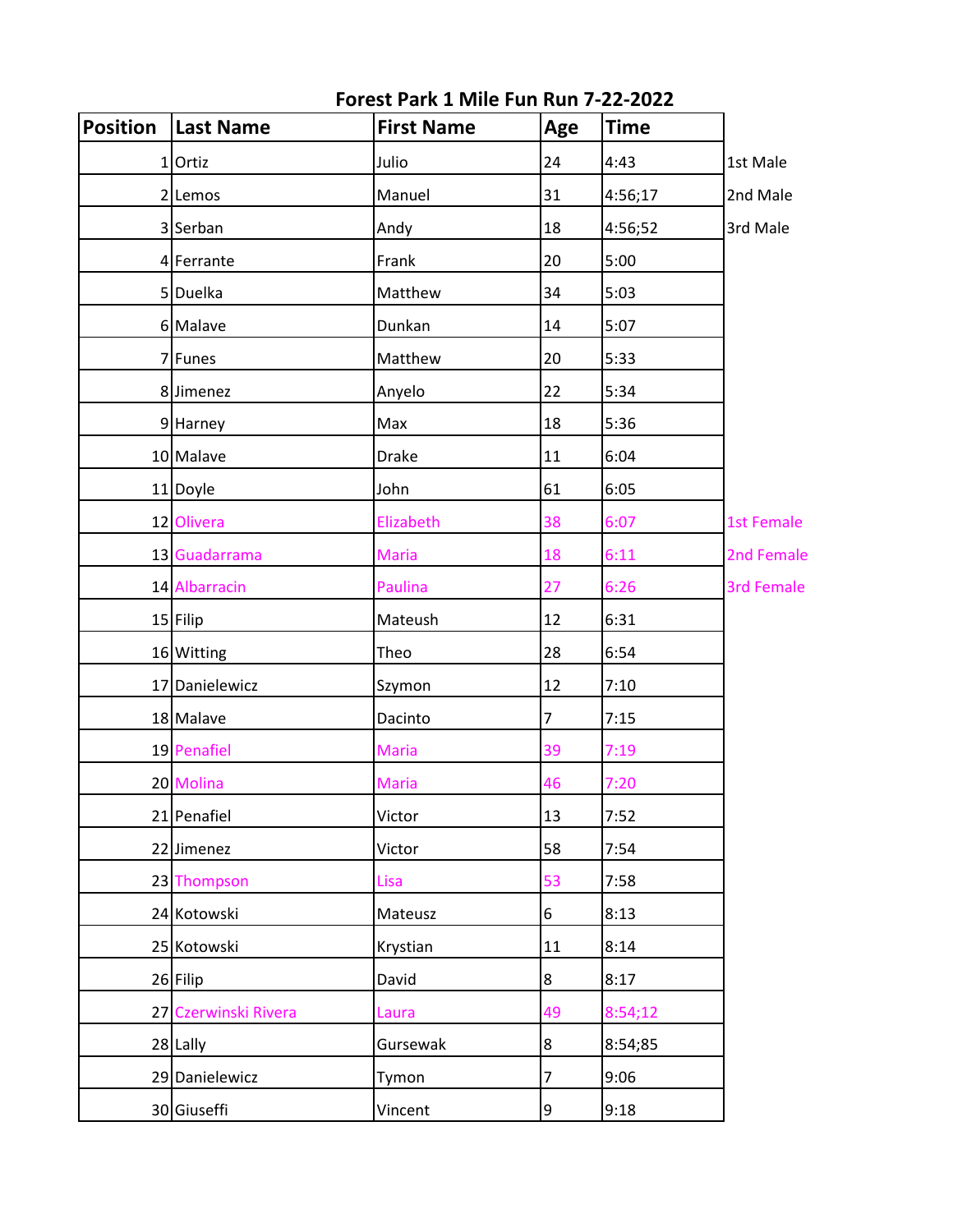# Forest Park 1 Mile Fun Run 7-22-2022

| Position | Last Name | First Name | Age | Time | |
|---|---|---|---|---|---|
| 1 | Ortiz | Julio | 24 | 4:43 | 1st Male |
| 2 | Lemos | Manuel | 31 | 4:56;17 | 2nd Male |
| 3 | Serban | Andy | 18 | 4:56;52 | 3rd Male |
| 4 | Ferrante | Frank | 20 | 5:00 | |
| 5 | Duelka | Matthew | 34 | 5:03 | |
| 6 | Malave | Dunkan | 14 | 5:07 | |
| 7 | Funes | Matthew | 20 | 5:33 | |
| 8 | Jimenez | Anyelo | 22 | 5:34 | |
| 9 | Harney | Max | 18 | 5:36 | |
| 10 | Malave | Drake | 11 | 6:04 | |
| 11 | Doyle | John | 61 | 6:05 | |
| 12 | Olivera | Elizabeth | 38 | 6:07 | 1st Female |
| 13 | Guadarrama | Maria | 18 | 6:11 | 2nd Female |
| 14 | Albarracin | Paulina | 27 | 6:26 | 3rd Female |
| 15 | Filip | Mateush | 12 | 6:31 | |
| 16 | Witting | Theo | 28 | 6:54 | |
| 17 | Danielewicz | Szymon | 12 | 7:10 | |
| 18 | Malave | Dacinto | 7 | 7:15 | |
| 19 | Penafiel | Maria | 39 | 7:19 | |
| 20 | Molina | Maria | 46 | 7:20 | |
| 21 | Penafiel | Victor | 13 | 7:52 | |
| 22 | Jimenez | Victor | 58 | 7:54 | |
| 23 | Thompson | Lisa | 53 | 7:58 | |
| 24 | Kotowski | Mateusz | 6 | 8:13 | |
| 25 | Kotowski | Krystian | 11 | 8:14 | |
| 26 | Filip | David | 8 | 8:17 | |
| 27 | Czerwinski Rivera | Laura | 49 | 8:54;12 | |
| 28 | Lally | Gursewak | 8 | 8:54;85 | |
| 29 | Danielewicz | Tymon | 7 | 9:06 | |
| 30 | Giuseffi | Vincent | 9 | 9:18 | |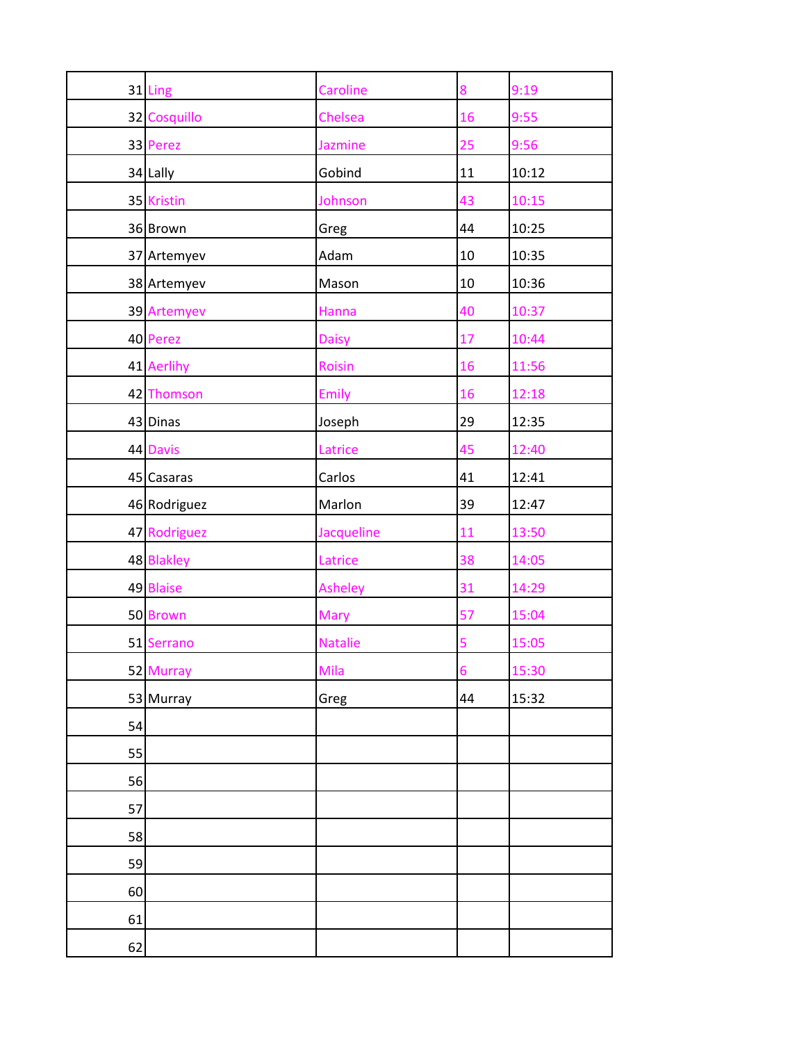| | | | | |
|---|---|---|---|---|
| 31 | Ling | Caroline | 8 | 9:19 |
| 32 | Cosquillo | Chelsea | 16 | 9:55 |
| 33 | Perez | Jazmine | 25 | 9:56 |
| 34 | Lally | Gobind | 11 | 10:12 |
| 35 | Kristin | Johnson | 43 | 10:15 |
| 36 | Brown | Greg | 44 | 10:25 |
| 37 | Artemyev | Adam | 10 | 10:35 |
| 38 | Artemyev | Mason | 10 | 10:36 |
| 39 | Artemyev | Hanna | 40 | 10:37 |
| 40 | Perez | Daisy | 17 | 10:44 |
| 41 | Aerlihy | Roisin | 16 | 11:56 |
| 42 | Thomson | Emily | 16 | 12:18 |
| 43 | Dinas | Joseph | 29 | 12:35 |
| 44 | Davis | Latrice | 45 | 12:40 |
| 45 | Casaras | Carlos | 41 | 12:41 |
| 46 | Rodriguez | Marlon | 39 | 12:47 |
| 47 | Rodriguez | Jacqueline | 11 | 13:50 |
| 48 | Blakley | Latrice | 38 | 14:05 |
| 49 | Blaise | Asheley | 31 | 14:29 |
| 50 | Brown | Mary | 57 | 15:04 |
| 51 | Serrano | Natalie | 5 | 15:05 |
| 52 | Murray | Mila | 6 | 15:30 |
| 53 | Murray | Greg | 44 | 15:32 |
| 54 | | | | |
| 55 | | | | |
| 56 | | | | |
| 57 | | | | |
| 58 | | | | |
| 59 | | | | |
| 60 | | | | |
| 61 | | | | |
| 62 | | | | |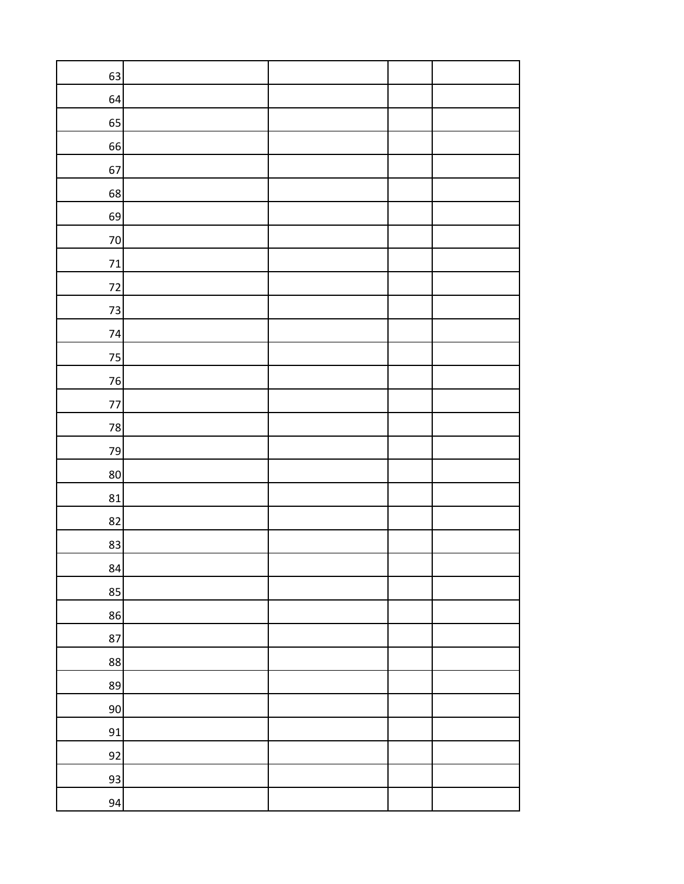| | | | | |
|---|---|---|---|---|
| 63 | | | | |
| 64 | | | | |
| 65 | | | | |
| 66 | | | | |
| 67 | | | | |
| 68 | | | | |
| 69 | | | | |
| 70 | | | | |
| 71 | | | | |
| 72 | | | | |
| 73 | | | | |
| 74 | | | | |
| 75 | | | | |
| 76 | | | | |
| 77 | | | | |
| 78 | | | | |
| 79 | | | | |
| 80 | | | | |
| 81 | | | | |
| 82 | | | | |
| 83 | | | | |
| 84 | | | | |
| 85 | | | | |
| 86 | | | | |
| 87 | | | | |
| 88 | | | | |
| 89 | | | | |
| 90 | | | | |
| 91 | | | | |
| 92 | | | | |
| 93 | | | | |
| 94 | | | | |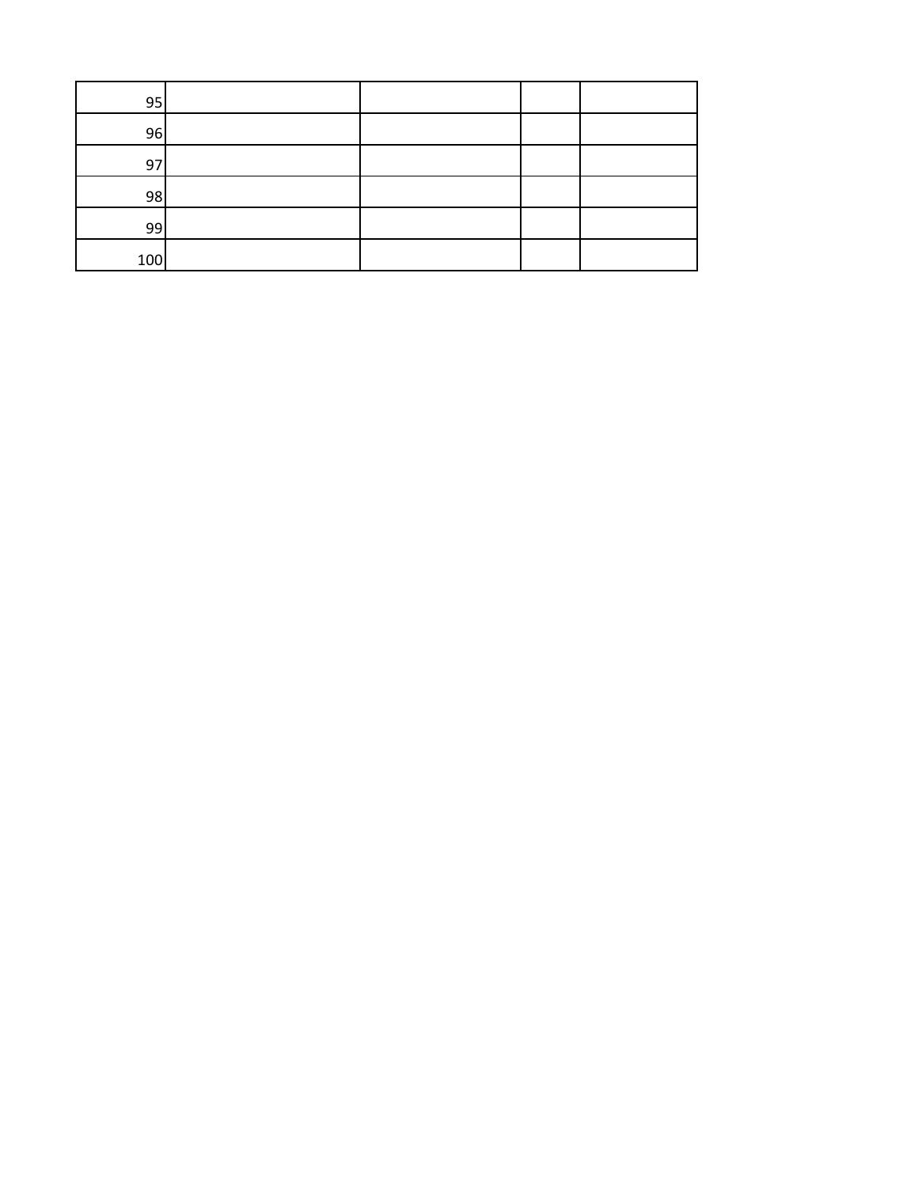| | | | | |
|---|---|---|---|---|
| 95 | | | | |
| 96 | | | | |
| 97 | | | | |
| 98 | | | | |
| 99 | | | | |
| 100 | | | | |